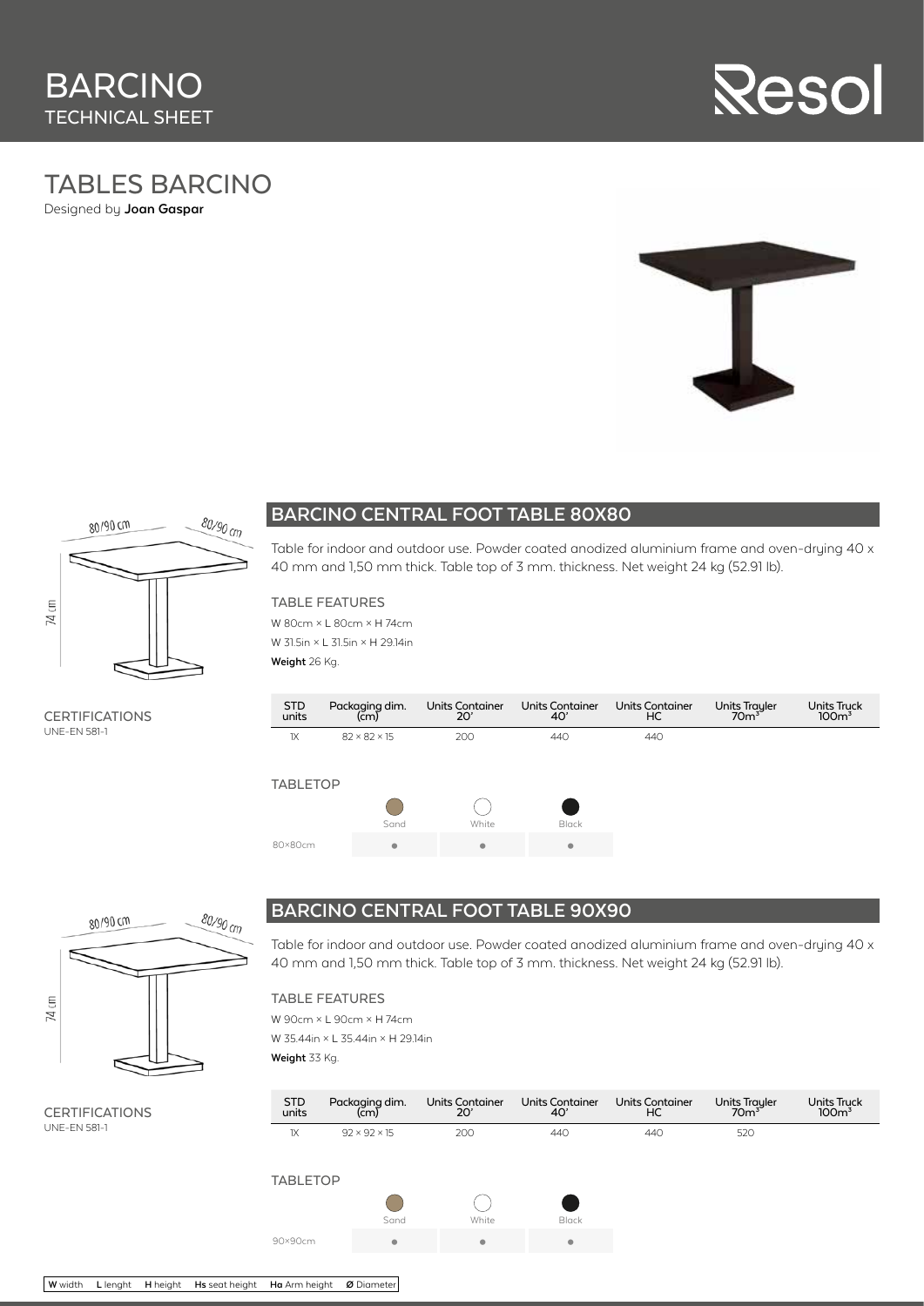# BARCINO
TECHNICAL SHEET

Resol

## TABLES BARCINO

Designed by **Joan Gaspar**

80/90 cm

80/90 cm

74 cm

### BARCINO CENTRAL FOOT TABLE 80X80

Table for indoor and outdoor use. Powder coated anodized aluminium frame and oven-drying 40 x 40 mm and 1,50 mm thick. Table top of 3 mm. thickness. Net weight 24 kg (52.91 lb).

TABLE FEATURES

W 80cm × L 80cm × H 74cm

W 31.5in × L 31.5in × H 29.14in

**Weight** 26 Kg.

CERTIFICATIONS

UNE-EN 581-1

| STD units | Packaging dim. (cm) | Units Container 20' | Units Container 40' | Units Container HC | Units Trayler $70m^3$ | Units Truck $100m^3$ |
|---|---|---|---|---|---|---|
| 1X | 82 × 82 × 15 | 200 | 440 | 440 | | |

TABLETOP

| | Sand | White | Black |
|---|---|---|---|
| 80×80cm | ● | ● | ● |

80/90 cm

80/90 cm

74 cm

### BARCINO CENTRAL FOOT TABLE 90X90

Table for indoor and outdoor use. Powder coated anodized aluminium frame and oven-drying 40 x 40 mm and 1,50 mm thick. Table top of 3 mm. thickness. Net weight 24 kg (52.91 lb).

TABLE FEATURES

W 90cm × L 90cm × H 74cm

W 35.44in × L 35.44in × H 29.14in

**Weight** 33 Kg.

CERTIFICATIONS

UNE-EN 581-1

| STD units | Packaging dim. (cm) | Units Container 20' | Units Container 40' | Units Container HC | Units Trayler $70m^3$ | Units Truck $100m^3$ |
|---|---|---|---|---|---|---|
| 1X | 92 × 92 × 15 | 200 | 440 | 440 | 520 | |

TABLETOP

| | Sand | White | Black |
|---|---|---|---|
| 90×90cm | ● | ● | ● |

**W** width **L** lenght **H** height **Hs** seat height **Ha** Arm height **Ø** Diameter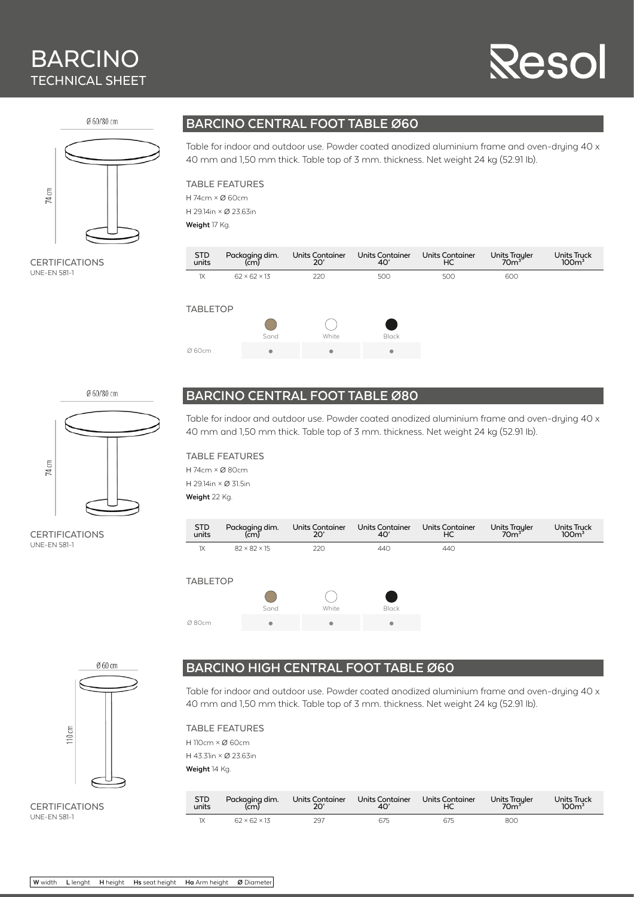# BARCINO
## TECHNICAL SHEET

Resol

Ø 60/80 cm

74 cm

CERTIFICATIONS
UNE-EN 581-1

## BARCINO CENTRAL FOOT TABLE Ø60

Table for indoor and outdoor use. Powder coated anodized aluminium frame and oven-drying 40 x 40 mm and 1,50 mm thick. Table top of 3 mm. thickness. Net weight 24 kg (52.91 lb).

### TABLE FEATURES

H 74cm × Ø 60cm
H 29.14in × Ø 23.63in
**Weight** 17 Kg.

| STD units | Packaging dim. (cm) | Units Container 20' | Units Container 40' | Units Container HC | Units Trayler $70m^3$ | Units Truck $100m^3$ |
|---|---|---|---|---|---|---|
| 1X | 62 × 62 × 13 | 220 | 500 | 500 | 600 | |

### TABLETOP

| | Sand | White | Black |
|---|---|---|---|
| Ø 60cm | ● | ● | ● |

Ø 60/80 cm

74 cm

CERTIFICATIONS
UNE-EN 581-1

## BARCINO CENTRAL FOOT TABLE Ø80

Table for indoor and outdoor use. Powder coated anodized aluminium frame and oven-drying 40 x 40 mm and 1,50 mm thick. Table top of 3 mm. thickness. Net weight 24 kg (52.91 lb).

### TABLE FEATURES

H 74cm × Ø 80cm
H 29.14in × Ø 31.5in
**Weight** 22 Kg.

| STD units | Packaging dim. (cm) | Units Container 20' | Units Container 40' | Units Container HC | Units Trayler $70m^3$ | Units Truck $100m^3$ |
|---|---|---|---|---|---|---|
| 1X | 82 × 82 × 15 | 220 | 440 | 440 | | |

### TABLETOP

| | Sand | White | Black |
|---|---|---|---|
| Ø 80cm | ● | ● | ● |

Ø 60 cm

110 cm

CERTIFICATIONS
UNE-EN 581-1

## BARCINO HIGH CENTRAL FOOT TABLE Ø60

Table for indoor and outdoor use. Powder coated anodized aluminium frame and oven-drying 40 x 40 mm and 1,50 mm thick. Table top of 3 mm. thickness. Net weight 24 kg (52.91 lb).

### TABLE FEATURES

H 110cm × Ø 60cm
H 43.31in × Ø 23.63in
**Weight** 14 Kg.

| STD units | Packaging dim. (cm) | Units Container 20' | Units Container 40' | Units Container HC | Units Trayler $70m^3$ | Units Truck $100m^3$ |
|---|---|---|---|---|---|---|
| 1X | 62 × 62 × 13 | 297 | 675 | 675 | 800 | |

**W** width **L** lenght **H** height **Hs** seat height **Ha** Arm height **Ø** Diameter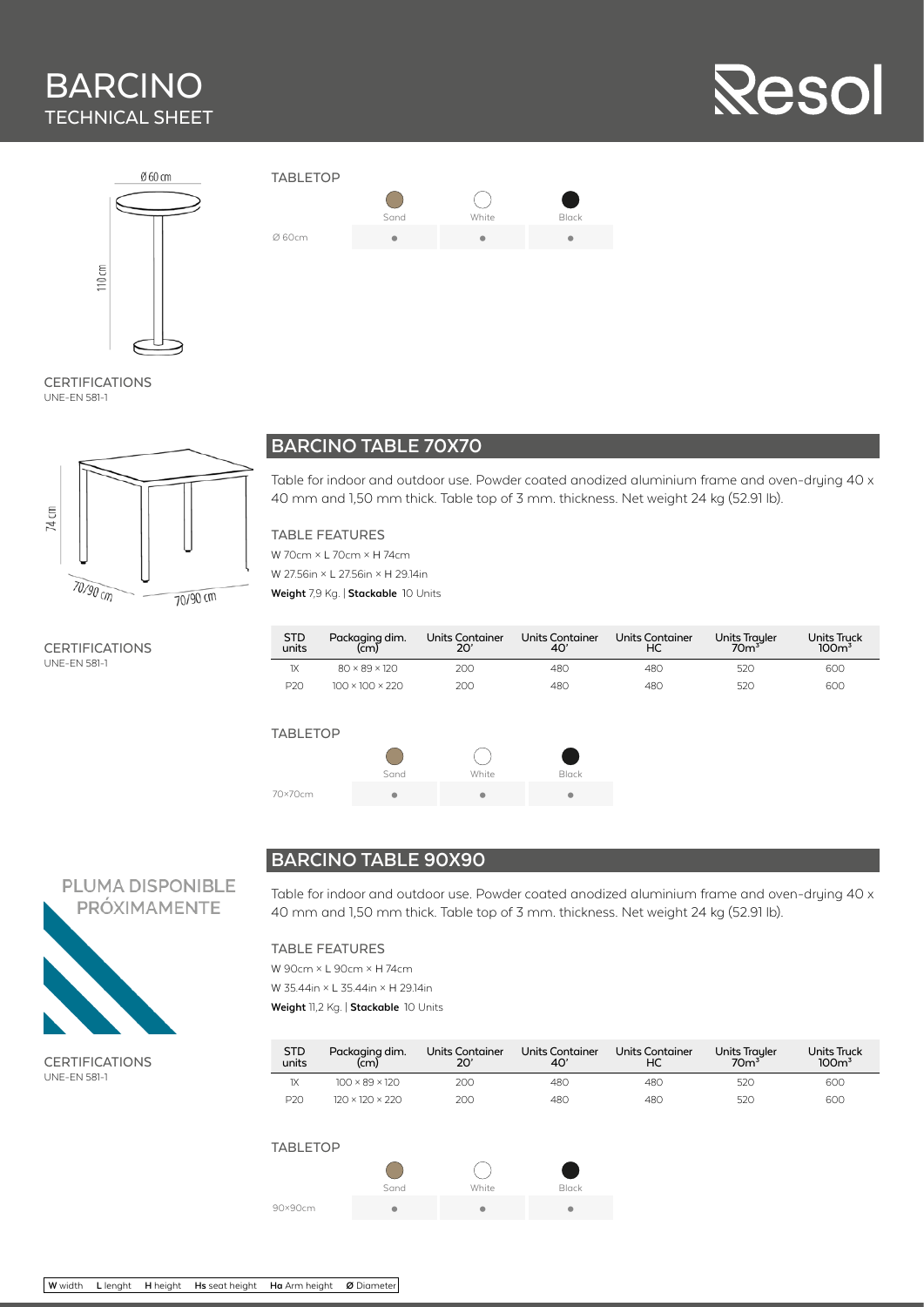# BARCINO
TECHNICAL SHEET

Resol

Ø 60 cm

110 cm

TABLETOP

| | Sand | White | Black |
|---|---|---|---|
| Ø 60cm | ● | ● | ● |

CERTIFICATIONS
UNE-EN 581-1

74 cm

70/90 cm

70/90 cm

## BARCINO TABLE 70X70

Table for indoor and outdoor use. Powder coated anodized aluminium frame and oven-drying 40 x 40 mm and 1,50 mm thick. Table top of 3 mm. thickness. Net weight 24 kg (52.91 lb).

TABLE FEATURES

W 70cm × L 70cm × H 74cm

W 27.56in × L 27.56in × H 29.14in

**Weight** 7,9 Kg. | **Stackable** 10 Units

CERTIFICATIONS
UNE-EN 581-1

| STD units | Packaging dim. (cm) | Units Container 20' | Units Container 40' | Units Container HC | Units Trayler 70m³ | Units Truck 100m³ |
|---|---|---|---|---|---|---|
| 1X | 80 × 89 × 120 | 200 | 480 | 480 | 520 | 600 |
| P20 | 100 × 100 × 220 | 200 | 480 | 480 | 520 | 600 |

TABLETOP

| | Sand | White | Black |
|---|---|---|---|
| 70×70cm | ● | ● | ● |

## BARCINO TABLE 90X90

PLUMA DISPONIBLE PRÓXIMAMENTE

Table for indoor and outdoor use. Powder coated anodized aluminium frame and oven-drying 40 x 40 mm and 1,50 mm thick. Table top of 3 mm. thickness. Net weight 24 kg (52.91 lb).

TABLE FEATURES

W 90cm × L 90cm × H 74cm

W 35.44in × L 35.44in × H 29.14in

**Weight** 11,2 Kg. | **Stackable** 10 Units

CERTIFICATIONS
UNE-EN 581-1

| STD units | Packaging dim. (cm) | Units Container 20' | Units Container 40' | Units Container HC | Units Trayler 70m³ | Units Truck 100m³ |
|---|---|---|---|---|---|---|
| 1X | 100 × 89 × 120 | 200 | 480 | 480 | 520 | 600 |
| P20 | 120 × 120 × 220 | 200 | 480 | 480 | 520 | 600 |

TABLETOP

| | Sand | White | Black |
|---|---|---|---|
| 90×90cm | ● | ● | ● |

**W** width **L** lenght **H** height **Hs** seat height **Ha** Arm height **Ø** Diameter